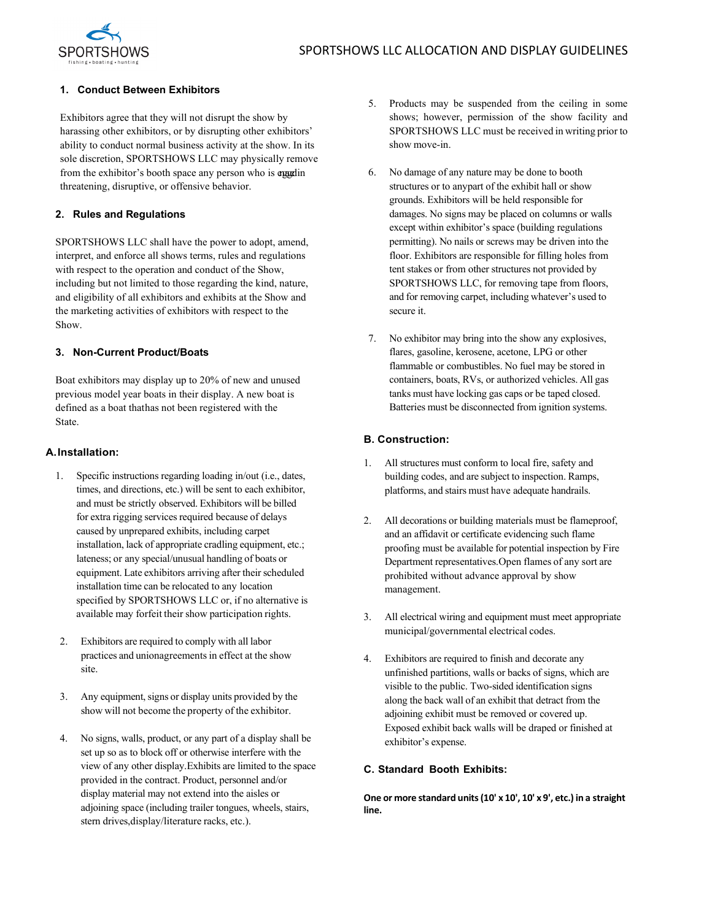# SPORTSHOWS LLC ALLOCATION AND DISPLAY GUIDELINES

### 1. Conduct Between Exhibitors

Exhibitors agree that they will not disrupt the show by harassing other exhibitors, or by disrupting other exhibitors' ability to conduct normal business activity at the show. In its sole discretion, SPORTSHOWS LLC may physically remove from the exhibitor's booth space any person who is engaged in threatening, disruptive, or offensive behavior.

### 2. Rules and Regulations

SPORTSHOWS LLC shall have the power to adopt, amend, interpret, and enforce all shows terms, rules and regulations with respect to the operation and conduct of the Show, including but not limited to those regarding the kind, nature, and eligibility of all exhibitors and exhibits at the Show and the marketing activities of exhibitors with respect to the Show.

### 3. Non-Current Product/Boats

Boat exhibitors may display up to 20% of new and unused previous model year boats in their display. A new boat is defined as a boat thathas not been registered with the State.

## A. Installation:

1. Specific instructions regarding loading in/out (i.e., dates, times, and directions, etc.) will be sent to each exhibitor, and must be strictly observed. Exhibitors will be billed for extra rigging services required because of delays caused by unprepared exhibits, including carpet installation, lack of appropriate cradling equipment, etc.; lateness; or any special/unusual handling of boats or equipment. Late exhibitors arriving after their scheduled installation time can be relocated to any location specified by SPORTSHOWS LLC or, if no alternative is available may forfeit their show participation rights.
2. Exhibitors are required to comply with all labor practices and unionagreements in effect at the show site.
3. Any equipment, signs or display units provided by the show will not become the property of the exhibitor.
4. No signs, walls, product, or any part of a display shall be set up so as to block off or otherwise interfere with the view of any other display.Exhibits are limited to the space provided in the contract. Product, personnel and/or display material may not extend into the aisles or adjoining space (including trailer tongues, wheels, stairs, stern drives,display/literature racks, etc.).
5. Products may be suspended from the ceiling in some shows; however, permission of the show facility and SPORTSHOWS LLC must be received in writing prior to show move-in.
6. No damage of any nature may be done to booth structures or to anypart of the exhibit hall or show grounds. Exhibitors will be held responsible for damages. No signs may be placed on columns or walls except within exhibitor's space (building regulations permitting). No nails or screws may be driven into the floor. Exhibitors are responsible for filling holes from tent stakes or from other structures not provided by SPORTSHOWS LLC, for removing tape from floors, and for removing carpet, including whatever's used to secure it.
7. No exhibitor may bring into the show any explosives, flares, gasoline, kerosene, acetone, LPG or other flammable or combustibles. No fuel may be stored in containers, boats, RVs, or authorized vehicles. All gas tanks must have locking gas caps or be taped closed. Batteries must be disconnected from ignition systems.

## B. Construction:

1. All structures must conform to local fire, safety and building codes, and are subject to inspection. Ramps, platforms, and stairs must have adequate handrails.
2. All decorations or building materials must be flameproof, and an affidavit or certificate evidencing such flame proofing must be available for potential inspection by Fire Department representatives.Open flames of any sort are prohibited without advance approval by show management.
3. All electrical wiring and equipment must meet appropriate municipal/governmental electrical codes.
4. Exhibitors are required to finish and decorate any unfinished partitions, walls or backs of signs, which are visible to the public. Two-sided identification signs along the back wall of an exhibit that detract from the adjoining exhibit must be removed or covered up. Exposed exhibit back walls will be draped or finished at exhibitor's expense.

## C. Standard Booth Exhibits:

**One or more standard units (10' x 10', 10' x 9', etc.) in a straight line.**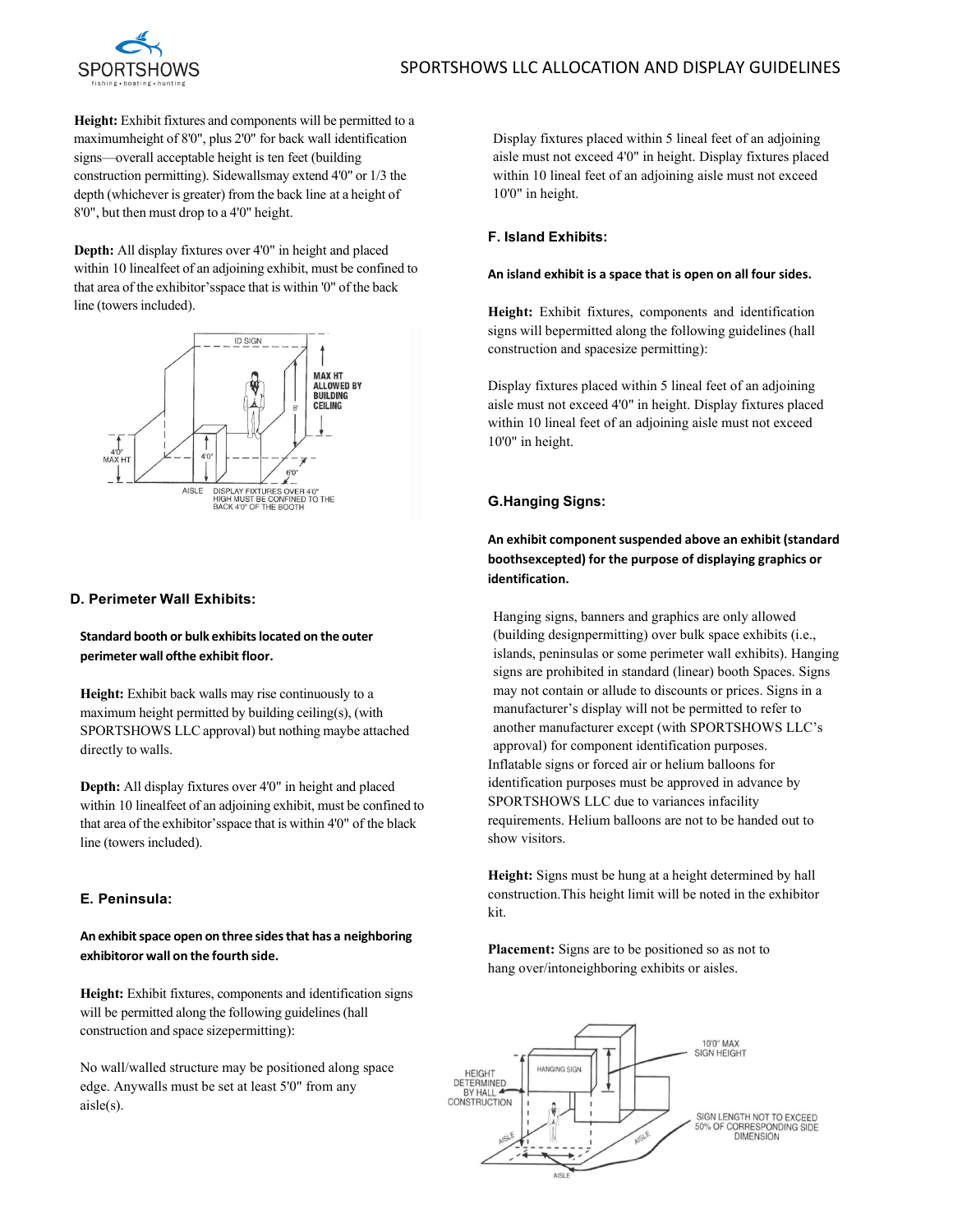**Height:** Exhibit fixtures and components will be permitted to a maximumheight of 8'0", plus 2'0" for back wall identification signs—overall acceptable height is ten feet (building construction permitting). Sidewallsmay extend 4'0" or 1/3 the depth (whichever is greater) from the back line at a height of 8'0", but then must drop to a 4'0" height.

**Depth:** All display fixtures over 4'0" in height and placed within 10 linealfeet of an adjoining exhibit, must be confined to that area of the exhibitor'sspace that is within '0" of the back line (towers included).

### D. Perimeter Wall Exhibits:

**Standard booth or bulk exhibits located on the outer perimeter wall ofthe exhibit floor.**

**Height:** Exhibit back walls may rise continuously to a maximum height permitted by building ceiling(s), (with SPORTSHOWS LLC approval) but nothing maybe attached directly to walls.

**Depth:** All display fixtures over 4'0" in height and placed within 10 linealfeet of an adjoining exhibit, must be confined to that area of the exhibitor'sspace that is within 4'0" of the black line (towers included).

### E. Peninsula:

**An exhibit space open on three sides that has a neighboring exhibitoror wall on the fourth side.**

**Height:** Exhibit fixtures, components and identification signs will be permitted along the following guidelines (hall construction and space sizepermitting):

No wall/walled structure may be positioned along space edge. Anywalls must be set at least 5'0" from any aisle(s).

Display fixtures placed within 5 lineal feet of an adjoining aisle must not exceed 4'0" in height. Display fixtures placed within 10 lineal feet of an adjoining aisle must not exceed 10'0" in height.

### F. Island Exhibits:

**An island exhibit is a space that is open on all four sides.**

**Height:** Exhibit fixtures, components and identification signs will bepermitted along the following guidelines (hall construction and spacesize permitting):

Display fixtures placed within 5 lineal feet of an adjoining aisle must not exceed 4'0" in height. Display fixtures placed within 10 lineal feet of an adjoining aisle must not exceed 10'0" in height.

### G.Hanging Signs:

**An exhibit component suspended above an exhibit (standard boothsexcepted) for the purpose of displaying graphics or identification.**

Hanging signs, banners and graphics are only allowed (building designpermitting) over bulk space exhibits (i.e., islands, peninsulas or some perimeter wall exhibits). Hanging signs are prohibited in standard (linear) booth Spaces. Signs may not contain or allude to discounts or prices. Signs in a manufacturer's display will not be permitted to refer to another manufacturer except (with SPORTSHOWS LLC's approval) for component identification purposes. Inflatable signs or forced air or helium balloons for identification purposes must be approved in advance by SPORTSHOWS LLC due to variances infacility requirements. Helium balloons are not to be handed out to show visitors.

**Height:** Signs must be hung at a height determined by hall construction.This height limit will be noted in the exhibitor kit.

**Placement:** Signs are to be positioned so as not to hang over/intoneighboring exhibits or aisles.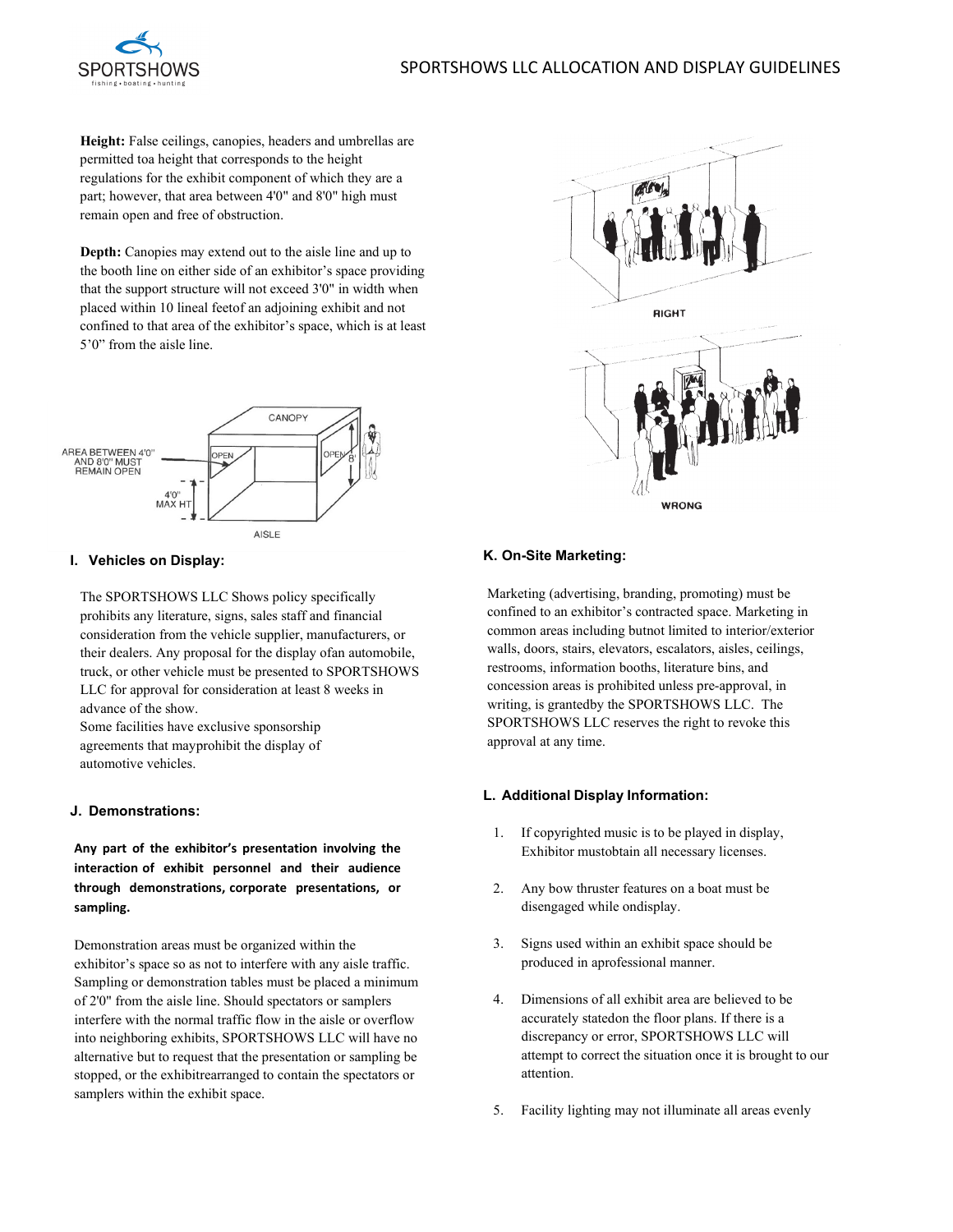**Height:** False ceilings, canopies, headers and umbrellas are permitted toa height that corresponds to the height regulations for the exhibit component of which they are a part; however, that area between 4'0" and 8'0" high must remain open and free of obstruction.

**Depth:** Canopies may extend out to the aisle line and up to the booth line on either side of an exhibitor's space providing that the support structure will not exceed 3'0" in width when placed within 10 lineal feetof an adjoining exhibit and not confined to that area of the exhibitor's space, which is at least 5'0" from the aisle line.

### I. Vehicles on Display:

The SPORTSHOWS LLC Shows policy specifically prohibits any literature, signs, sales staff and financial consideration from the vehicle supplier, manufacturers, or their dealers. Any proposal for the display ofan automobile, truck, or other vehicle must be presented to SPORTSHOWS LLC for approval for consideration at least 8 weeks in advance of the show.
Some facilities have exclusive sponsorship agreements that mayprohibit the display of automotive vehicles.

### J. Demonstrations:

**Any part of the exhibitor's presentation involving the interaction of exhibit personnel and their audience through demonstrations, corporate presentations, or sampling.**

Demonstration areas must be organized within the exhibitor's space so as not to interfere with any aisle traffic. Sampling or demonstration tables must be placed a minimum of 2'0" from the aisle line. Should spectators or samplers interfere with the normal traffic flow in the aisle or overflow into neighboring exhibits, SPORTSHOWS LLC will have no alternative but to request that the presentation or sampling be stopped, or the exhibitrearranged to contain the spectators or samplers within the exhibit space.

### K. On-Site Marketing:

Marketing (advertising, branding, promoting) must be confined to an exhibitor's contracted space. Marketing in common areas including butnot limited to interior/exterior walls, doors, stairs, elevators, escalators, aisles, ceilings, restrooms, information booths, literature bins, and concession areas is prohibited unless pre-approval, in writing, is grantedby the SPORTSHOWS LLC. The SPORTSHOWS LLC reserves the right to revoke this approval at any time.

### L. Additional Display Information:

1. If copyrighted music is to be played in display, Exhibitor mustobtain all necessary licenses.
2. Any bow thruster features on a boat must be disengaged while ondisplay.
3. Signs used within an exhibit space should be produced in aprofessional manner.
4. Dimensions of all exhibit area are believed to be accurately statedon the floor plans. If there is a discrepancy or error, SPORTSHOWS LLC will attempt to correct the situation once it is brought to our attention.
5. Facility lighting may not illuminate all areas evenly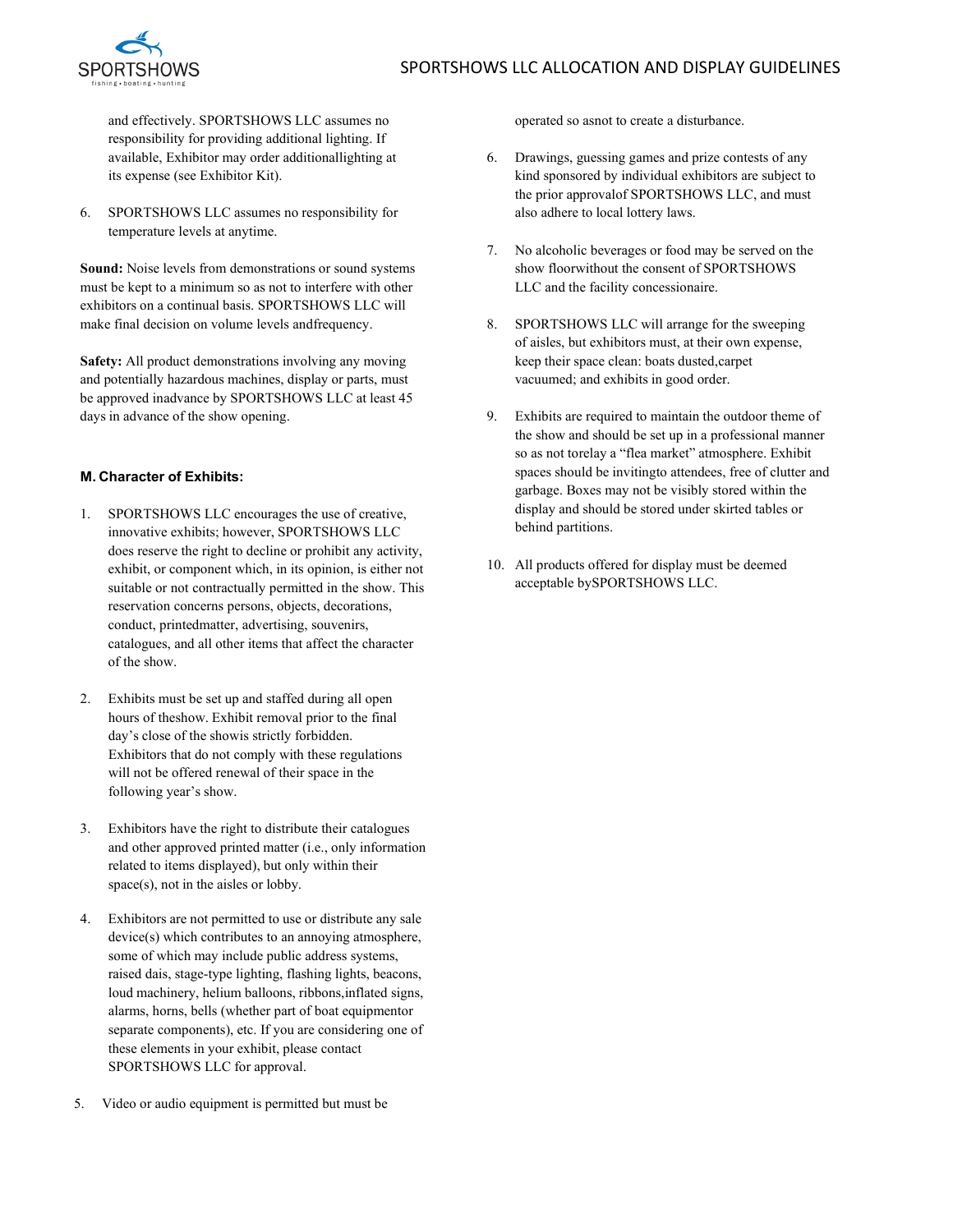and effectively. SPORTSHOWS LLC assumes no responsibility for providing additional lighting. If available, Exhibitor may order additionallighting at its expense (see Exhibitor Kit).

6. SPORTSHOWS LLC assumes no responsibility for temperature levels at anytime.

**Sound:** Noise levels from demonstrations or sound systems must be kept to a minimum so as not to interfere with other exhibitors on a continual basis. SPORTSHOWS LLC will make final decision on volume levels andfrequency.

**Safety:** All product demonstrations involving any moving and potentially hazardous machines, display or parts, must be approved inadvance by SPORTSHOWS LLC at least 45 days in advance of the show opening.

### M. Character of Exhibits:

1. SPORTSHOWS LLC encourages the use of creative, innovative exhibits; however, SPORTSHOWS LLC does reserve the right to decline or prohibit any activity, exhibit, or component which, in its opinion, is either not suitable or not contractually permitted in the show. This reservation concerns persons, objects, decorations, conduct, printedmatter, advertising, souvenirs, catalogues, and all other items that affect the character of the show.

2. Exhibits must be set up and staffed during all open hours of theshow. Exhibit removal prior to the final day's close of the showis strictly forbidden. Exhibitors that do not comply with these regulations will not be offered renewal of their space in the following year's show.

3. Exhibitors have the right to distribute their catalogues and other approved printed matter (i.e., only information related to items displayed), but only within their space(s), not in the aisles or lobby.

4. Exhibitors are not permitted to use or distribute any sale device(s) which contributes to an annoying atmosphere, some of which may include public address systems, raised dais, stage-type lighting, flashing lights, beacons, loud machinery, helium balloons, ribbons,inflated signs, alarms, horns, bells (whether part of boat equipmentor separate components), etc. If you are considering one of these elements in your exhibit, please contact SPORTSHOWS LLC for approval.

5. Video or audio equipment is permitted but must be operated so asnot to create a disturbance.

6. Drawings, guessing games and prize contests of any kind sponsored by individual exhibitors are subject to the prior approvalof SPORTSHOWS LLC, and must also adhere to local lottery laws.

7. No alcoholic beverages or food may be served on the show floorwithout the consent of SPORTSHOWS LLC and the facility concessionaire.

8. SPORTSHOWS LLC will arrange for the sweeping of aisles, but exhibitors must, at their own expense, keep their space clean: boats dusted,carpet vacuumed; and exhibits in good order.

9. Exhibits are required to maintain the outdoor theme of the show and should be set up in a professional manner so as not torelay a "flea market" atmosphere. Exhibit spaces should be invitingto attendees, free of clutter and garbage. Boxes may not be visibly stored within the display and should be stored under skirted tables or behind partitions.

10. All products offered for display must be deemed acceptable bySPORTSHOWS LLC.